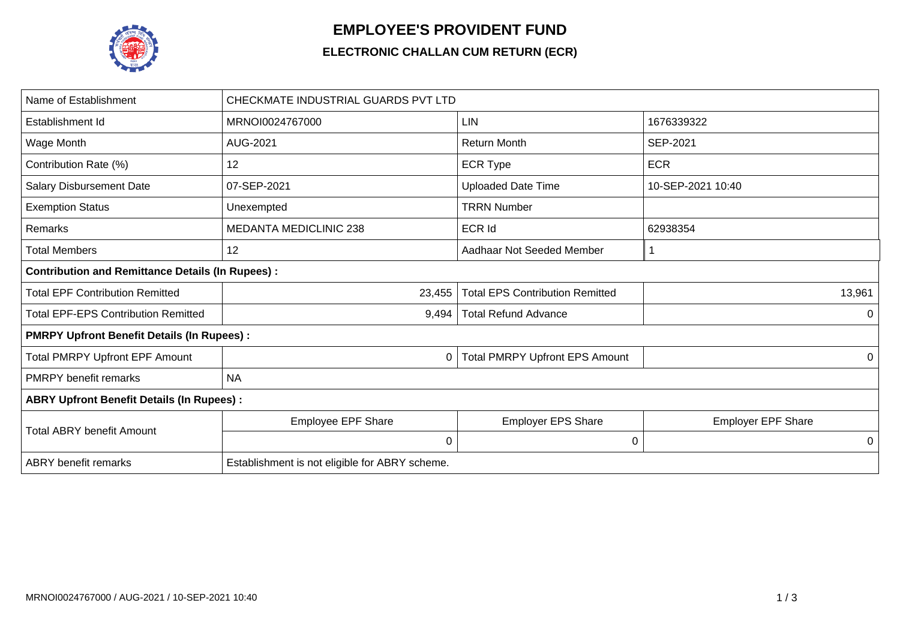# EMPLOYEE'S PROVIDENT FUND

## ELECTRONIC CHALLAN CUM RETURN (ECR)

| Name of Establishment | CHECKMATE INDUSTRIAL GUARDS PVT LTD | | |
|---|---|---|---|
| Establishment Id | MRNOI0024767000 | LIN | 1676339322 |
| Wage Month | AUG-2021 | Return Month | SEP-2021 |
| Contribution Rate (%) | 12 | ECR Type | ECR |
| Salary Disbursement Date | 07-SEP-2021 | Uploaded Date Time | 10-SEP-2021 10:40 |
| Exemption Status | Unexempted | TRRN Number | |
| Remarks | MEDANTA MEDICLINIC 238 | ECR Id | 62938354 |
| Total Members | 12 | Aadhaar Not Seeded Member | 1 |
| **Contribution and Remittance Details (In Rupees) :** | | | |
| Total EPF Contribution Remitted | 23,455 | Total EPS Contribution Remitted | 13,961 |
| Total EPF-EPS Contribution Remitted | 9,494 | Total Refund Advance | 0 |
| **PMRPY Upfront Benefit Details (In Rupees) :** | | | |
| Total PMRPY Upfront EPF Amount | 0 | Total PMRPY Upfront EPS Amount | 0 |
| PMRPY benefit remarks | NA | | |
| **ABRY Upfront Benefit Details (In Rupees) :** | | | |
| Total ABRY benefit Amount | Employee EPF Share | Employer EPS Share | Employer EPF Share |
| | 0 | 0 | 0 |
| ABRY benefit remarks | Establishment is not eligible for ABRY scheme. | | |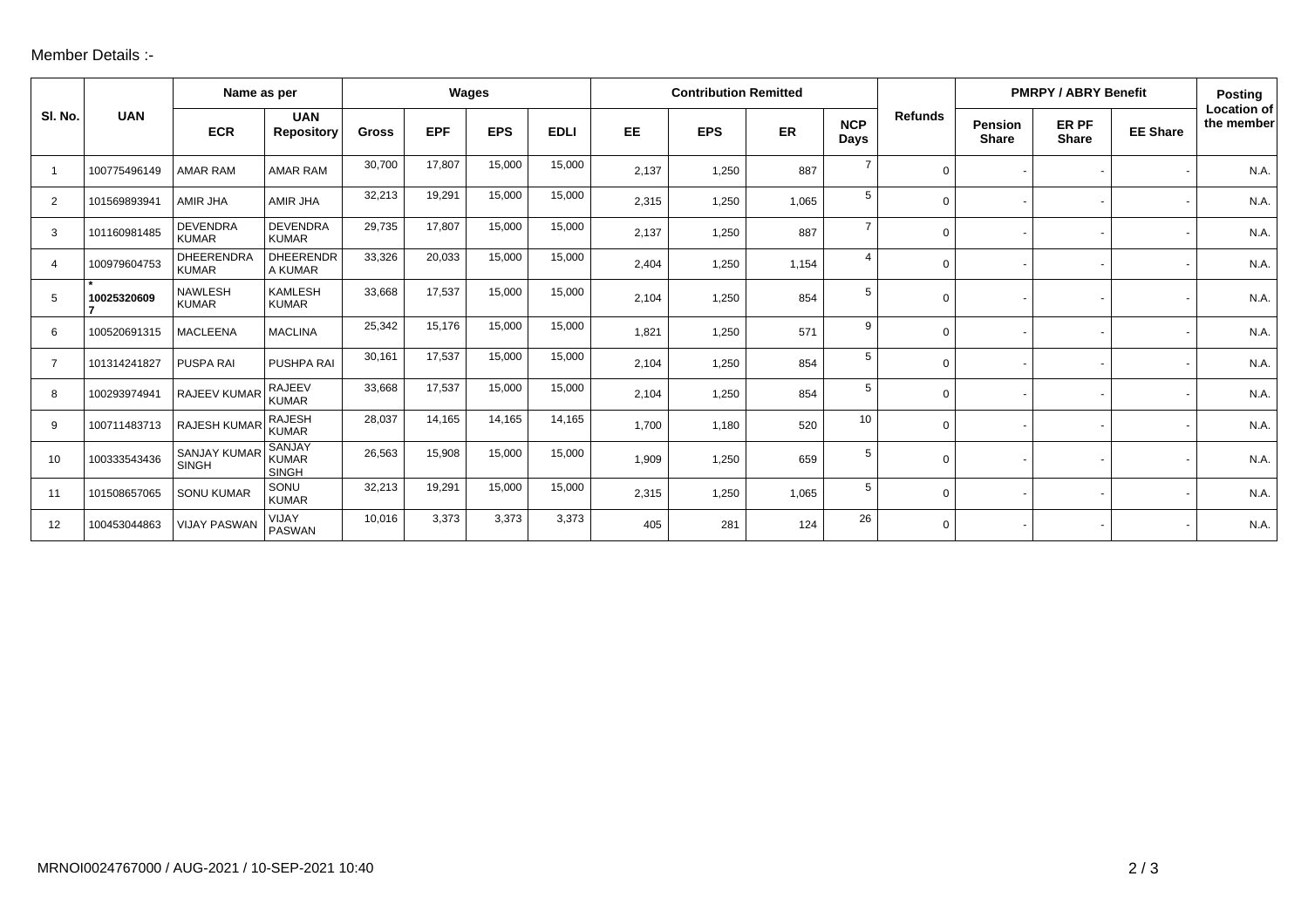Member Details :-

| Sl. No. | UAN | Name as per | | Wages | | | | Contribution Remitted | | | | Refunds | PMRPY / ABRY Benefit | | | Posting Location of the member |
|---|---|---|---|---|---|---|---|---|---|---|---|---|---|---|---|---|
| | | ECR | UAN Repository | Gross | EPF | EPS | EDLI | EE | EPS | ER | NCP Days | | Pension Share | ER PF Share | EE Share | |
| 1 | 100775496149 | AMAR RAM | AMAR RAM | 30,700 | 17,807 | 15,000 | 15,000 | 2,137 | 1,250 | 887 | 7 | 0 | - | - | - | N.A. |
| 2 | 101569893941 | AMIR JHA | AMIR JHA | 32,213 | 19,291 | 15,000 | 15,000 | 2,315 | 1,250 | 1,065 | 5 | 0 | - | - | - | N.A. |
| 3 | 101160981485 | DEVENDRA KUMAR | DEVENDRA KUMAR | 29,735 | 17,807 | 15,000 | 15,000 | 2,137 | 1,250 | 887 | 7 | 0 | - | - | - | N.A. |
| 4 | 100979604753 | DHEERENDRA KUMAR | DHEERENDRA KUMAR | 33,326 | 20,033 | 15,000 | 15,000 | 2,404 | 1,250 | 1,154 | 4 | 0 | - | - | - | N.A. |
| 5 | * 100253206097 | NAWLESH KUMAR | KAMLESH KUMAR | 33,668 | 17,537 | 15,000 | 15,000 | 2,104 | 1,250 | 854 | 5 | 0 | - | - | - | N.A. |
| 6 | 100520691315 | MACLEENA | MACLINA | 25,342 | 15,176 | 15,000 | 15,000 | 1,821 | 1,250 | 571 | 9 | 0 | - | - | - | N.A. |
| 7 | 101314241827 | PUSPA RAI | PUSHPA RAI | 30,161 | 17,537 | 15,000 | 15,000 | 2,104 | 1,250 | 854 | 5 | 0 | - | - | - | N.A. |
| 8 | 100293974941 | RAJEEV KUMAR | RAJEEV KUMAR | 33,668 | 17,537 | 15,000 | 15,000 | 2,104 | 1,250 | 854 | 5 | 0 | - | - | - | N.A. |
| 9 | 100711483713 | RAJESH KUMAR | RAJESH KUMAR | 28,037 | 14,165 | 14,165 | 14,165 | 1,700 | 1,180 | 520 | 10 | 0 | - | - | - | N.A. |
| 10 | 100333543436 | SANJAY KUMAR SINGH | SANJAY KUMAR SINGH | 26,563 | 15,908 | 15,000 | 15,000 | 1,909 | 1,250 | 659 | 5 | 0 | - | - | - | N.A. |
| 11 | 101508657065 | SONU KUMAR | SONU KUMAR | 32,213 | 19,291 | 15,000 | 15,000 | 2,315 | 1,250 | 1,065 | 5 | 0 | - | - | - | N.A. |
| 12 | 100453044863 | VIJAY PASWAN | VIJAY PASWAN | 10,016 | 3,373 | 3,373 | 3,373 | 405 | 281 | 124 | 26 | 0 | - | - | - | N.A. |

MRNOI0024767000 / AUG-2021 / 10-SEP-2021 10:40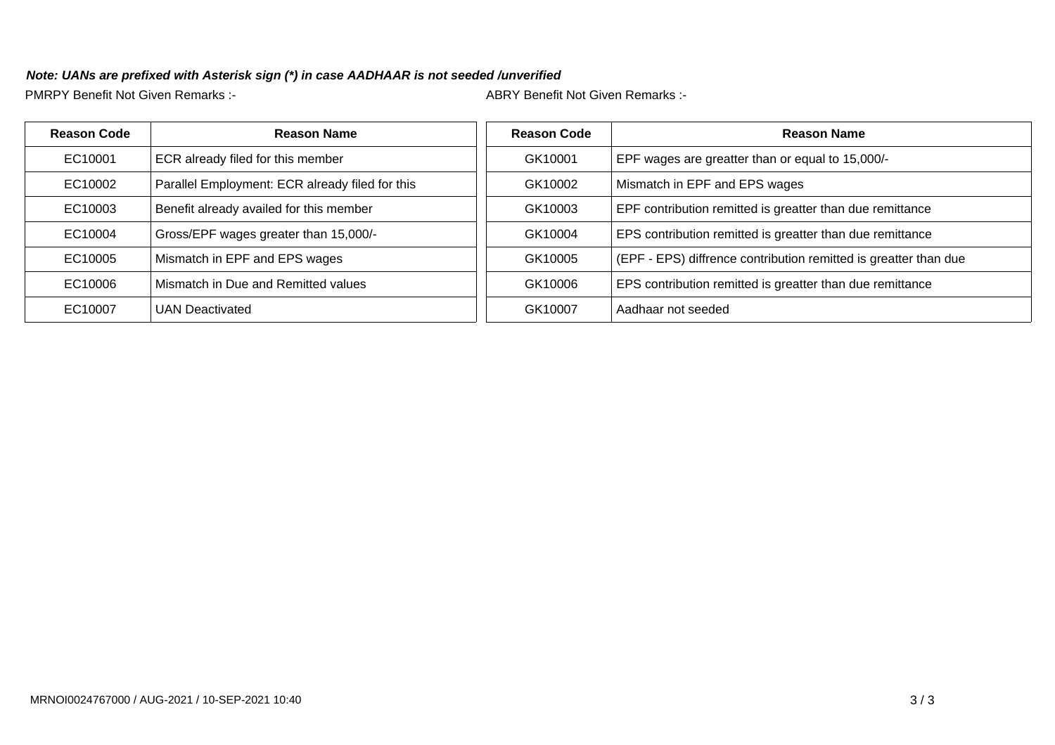***Note: UANs are prefixed with Asterisk sign (*) in case AADHAAR is not seeded /unverified***

PMRPY Benefit Not Given Remarks :-

| Reason Code | Reason Name |
| --- | --- |
| EC10001 | ECR already filed for this member |
| EC10002 | Parallel Employment: ECR already filed for this |
| EC10003 | Benefit already availed for this member |
| EC10004 | Gross/EPF wages greater than 15,000/- |
| EC10005 | Mismatch in EPF and EPS wages |
| EC10006 | Mismatch in Due and Remitted values |
| EC10007 | UAN Deactivated |

ABRY Benefit Not Given Remarks :-

| Reason Code | Reason Name |
| --- | --- |
| GK10001 | EPF wages are greatter than or equal to 15,000/- |
| GK10002 | Mismatch in EPF and EPS wages |
| GK10003 | EPF contribution remitted is greatter than due remittance |
| GK10004 | EPS contribution remitted is greatter than due remittance |
| GK10005 | (EPF - EPS) diffrence contribution remitted is greatter than due |
| GK10006 | EPS contribution remitted is greatter than due remittance |
| GK10007 | Aadhaar not seeded |

MRNOI0024767000 / AUG-2021 / 10-SEP-2021 10:40